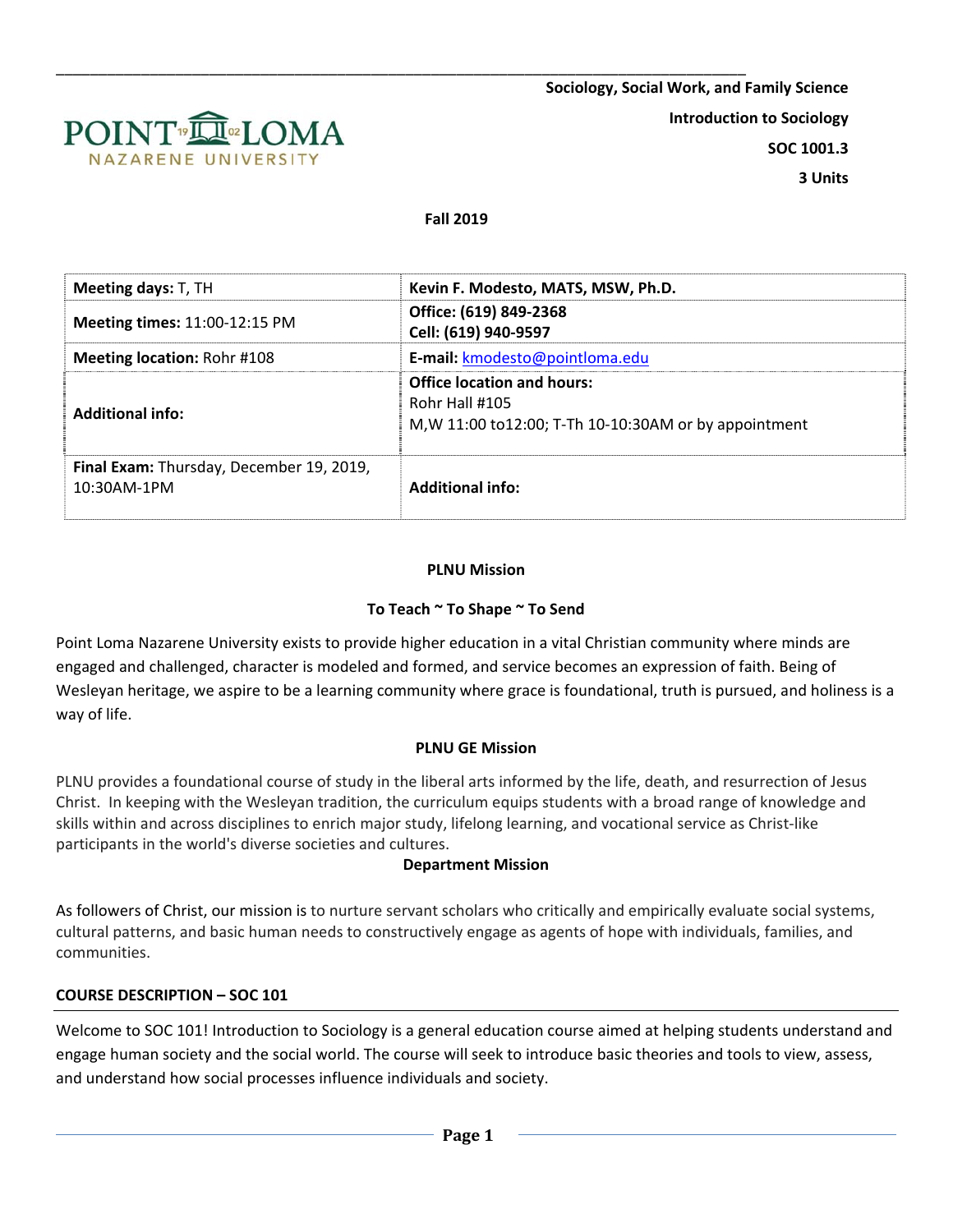**Sociology, Social Work, and Family Science**

**Introduction to Sociology**

**SOC 1001.3**

**3 Units**

**Fall 2019**

| **Meeting days:** T, TH | **Kevin F. Modesto, MATS, MSW, Ph.D.** |
|---|---|
| **Meeting times:** 11:00-12:15 PM | **Office: (619) 849-2368**<br>**Cell: (619) 940-9597** |
| **Meeting location:** Rohr #108 | **E-mail:** kmodesto@pointloma.edu |
| **Additional info:** | **Office location and hours:**<br>Rohr Hall #105<br>M,W 11:00 to12:00; T-Th 10-10:30AM or by appointment |
| **Final Exam:** Thursday, December 19, 2019, 10:30AM-1PM | **Additional info:** |

## PLNU Mission

**To Teach ~ To Shape ~ To Send**

Point Loma Nazarene University exists to provide higher education in a vital Christian community where minds are engaged and challenged, character is modeled and formed, and service becomes an expression of faith. Being of Wesleyan heritage, we aspire to be a learning community where grace is foundational, truth is pursued, and holiness is a way of life.

## PLNU GE Mission

PLNU provides a foundational course of study in the liberal arts informed by the life, death, and resurrection of Jesus Christ. In keeping with the Wesleyan tradition, the curriculum equips students with a broad range of knowledge and skills within and across disciplines to enrich major study, lifelong learning, and vocational service as Christ-like participants in the world's diverse societies and cultures.

## Department Mission

As followers of Christ, our mission is to nurture servant scholars who critically and empirically evaluate social systems, cultural patterns, and basic human needs to constructively engage as agents of hope with individuals, families, and communities.

## COURSE DESCRIPTION – SOC 101

Welcome to SOC 101! Introduction to Sociology is a general education course aimed at helping students understand and engage human society and the social world. The course will seek to introduce basic theories and tools to view, assess, and understand how social processes influence individuals and society.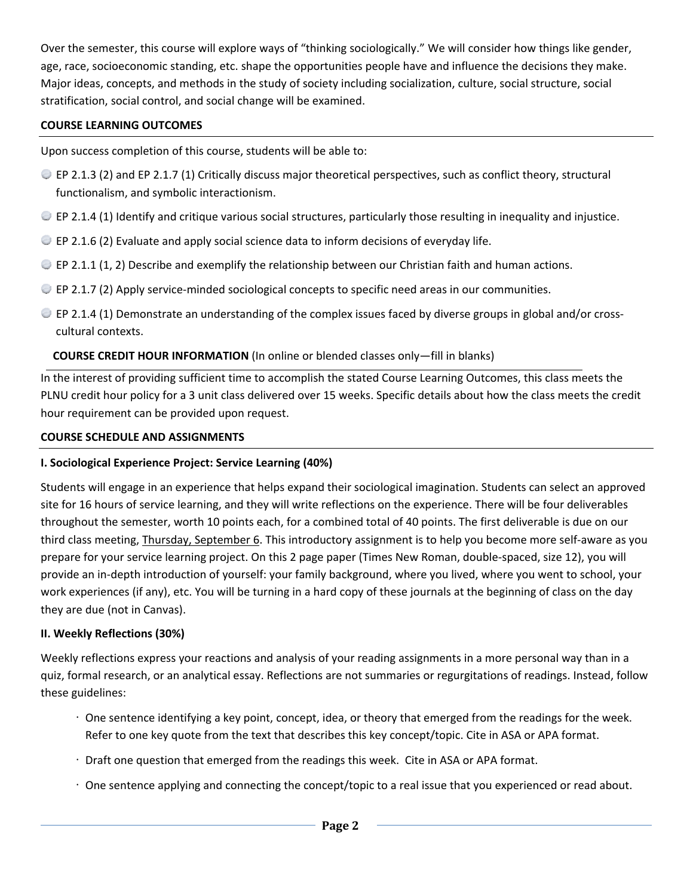Over the semester, this course will explore ways of "thinking sociologically." We will consider how things like gender, age, race, socioeconomic standing, etc. shape the opportunities people have and influence the decisions they make. Major ideas, concepts, and methods in the study of society including socialization, culture, social structure, social stratification, social control, and social change will be examined.

## COURSE LEARNING OUTCOMES

Upon success completion of this course, students will be able to:

- EP 2.1.3 (2) and EP 2.1.7 (1) Critically discuss major theoretical perspectives, such as conflict theory, structural functionalism, and symbolic interactionism.
- EP 2.1.4 (1) Identify and critique various social structures, particularly those resulting in inequality and injustice.
- EP 2.1.6 (2) Evaluate and apply social science data to inform decisions of everyday life.
- EP 2.1.1 (1, 2) Describe and exemplify the relationship between our Christian faith and human actions.
- EP 2.1.7 (2) Apply service-minded sociological concepts to specific need areas in our communities.
- EP 2.1.4 (1) Demonstrate an understanding of the complex issues faced by diverse groups in global and/or cross-cultural contexts.

## COURSE CREDIT HOUR INFORMATION (In online or blended classes only—fill in blanks)

In the interest of providing sufficient time to accomplish the stated Course Learning Outcomes, this class meets the PLNU credit hour policy for a 3 unit class delivered over 15 weeks. Specific details about how the class meets the credit hour requirement can be provided upon request.

## COURSE SCHEDULE AND ASSIGNMENTS

### I. Sociological Experience Project: Service Learning (40%)

Students will engage in an experience that helps expand their sociological imagination. Students can select an approved site for 16 hours of service learning, and they will write reflections on the experience. There will be four deliverables throughout the semester, worth 10 points each, for a combined total of 40 points. The first deliverable is due on our third class meeting, Thursday, September 6. This introductory assignment is to help you become more self-aware as you prepare for your service learning project. On this 2 page paper (Times New Roman, double-spaced, size 12), you will provide an in-depth introduction of yourself: your family background, where you lived, where you went to school, your work experiences (if any), etc. You will be turning in a hard copy of these journals at the beginning of class on the day they are due (not in Canvas).

### II. Weekly Reflections (30%)

Weekly reflections express your reactions and analysis of your reading assignments in a more personal way than in a quiz, formal research, or an analytical essay. Reflections are not summaries or regurgitations of readings. Instead, follow these guidelines:

- One sentence identifying a key point, concept, idea, or theory that emerged from the readings for the week. Refer to one key quote from the text that describes this key concept/topic. Cite in ASA or APA format.
- Draft one question that emerged from the readings this week. Cite in ASA or APA format.
- One sentence applying and connecting the concept/topic to a real issue that you experienced or read about.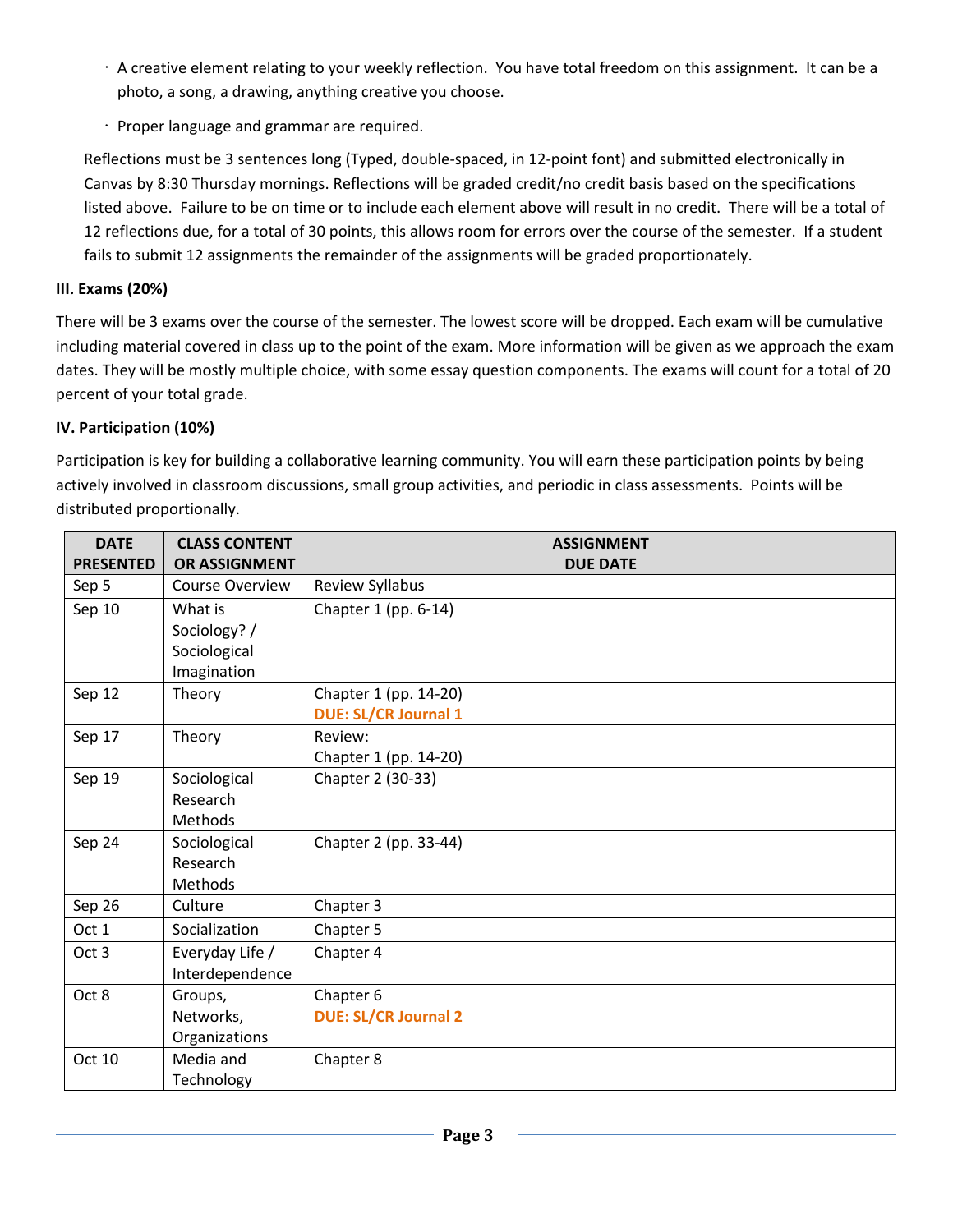- A creative element relating to your weekly reflection. You have total freedom on this assignment. It can be a photo, a song, a drawing, anything creative you choose.
- Proper language and grammar are required.

Reflections must be 3 sentences long (Typed, double-spaced, in 12-point font) and submitted electronically in Canvas by 8:30 Thursday mornings. Reflections will be graded credit/no credit basis based on the specifications listed above. Failure to be on time or to include each element above will result in no credit. There will be a total of 12 reflections due, for a total of 30 points, this allows room for errors over the course of the semester. If a student fails to submit 12 assignments the remainder of the assignments will be graded proportionately.

**III. Exams (20%)**

There will be 3 exams over the course of the semester. The lowest score will be dropped. Each exam will be cumulative including material covered in class up to the point of the exam. More information will be given as we approach the exam dates. They will be mostly multiple choice, with some essay question components. The exams will count for a total of 20 percent of your total grade.

**IV. Participation (10%)**

Participation is key for building a collaborative learning community. You will earn these participation points by being actively involved in classroom discussions, small group activities, and periodic in class assessments. Points will be distributed proportionally.

| DATE PRESENTED | CLASS CONTENT OR ASSIGNMENT | ASSIGNMENT DUE DATE |
|---|---|---|
| Sep 5 | Course Overview | Review Syllabus |
| Sep 10 | What is Sociology? / Sociological Imagination | Chapter 1 (pp. 6-14) |
| Sep 12 | Theory | Chapter 1 (pp. 14-20)<br>**DUE: SL/CR Journal 1** |
| Sep 17 | Theory | Review:<br>Chapter 1 (pp. 14-20) |
| Sep 19 | Sociological Research Methods | Chapter 2 (30-33) |
| Sep 24 | Sociological Research Methods | Chapter 2 (pp. 33-44) |
| Sep 26 | Culture | Chapter 3 |
| Oct 1 | Socialization | Chapter 5 |
| Oct 3 | Everyday Life / Interdependence | Chapter 4 |
| Oct 8 | Groups, Networks, Organizations | Chapter 6<br>**DUE: SL/CR Journal 2** |
| Oct 10 | Media and Technology | Chapter 8 |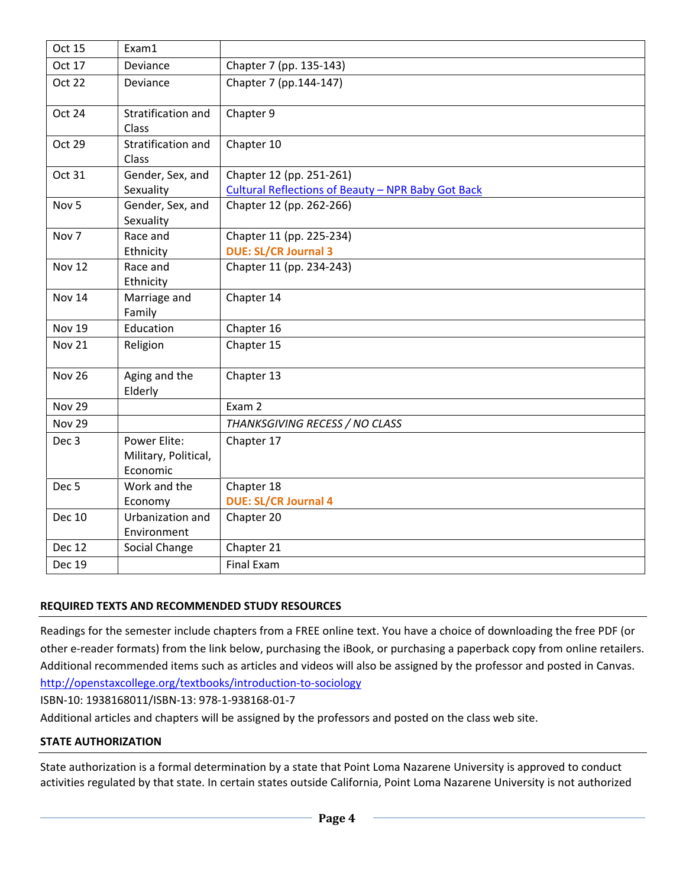| Oct 15 | Exam1 | |
|---|---|---|
| Oct 17 | Deviance | Chapter 7 (pp. 135-143) |
| Oct 22 | Deviance | Chapter 7 (pp.144-147) |
| Oct 24 | Stratification and Class | Chapter 9 |
| Oct 29 | Stratification and Class | Chapter 10 |
| Oct 31 | Gender, Sex, and Sexuality | Chapter 12 (pp. 251-261)<br>Cultural Reflections of Beauty – NPR Baby Got Back |
| Nov 5 | Gender, Sex, and Sexuality | Chapter 12 (pp. 262-266) |
| Nov 7 | Race and Ethnicity | Chapter 11 (pp. 225-234)<br>**DUE: SL/CR Journal 3** |
| Nov 12 | Race and Ethnicity | Chapter 11 (pp. 234-243) |
| Nov 14 | Marriage and Family | Chapter 14 |
| Nov 19 | Education | Chapter 16 |
| Nov 21 | Religion | Chapter 15 |
| Nov 26 | Aging and the Elderly | Chapter 13 |
| Nov 29 | | Exam 2 |
| Nov 29 | | *THANKSGIVING RECESS / NO CLASS* |
| Dec 3 | Power Elite: Military, Political, Economic | Chapter 17 |
| Dec 5 | Work and the Economy | Chapter 18<br>**DUE: SL/CR Journal 4** |
| Dec 10 | Urbanization and Environment | Chapter 20 |
| Dec 12 | Social Change | Chapter 21 |
| Dec 19 | | Final Exam |

## REQUIRED TEXTS AND RECOMMENDED STUDY RESOURCES

Readings for the semester include chapters from a FREE online text. You have a choice of downloading the free PDF (or other e-reader formats) from the link below, purchasing the iBook, or purchasing a paperback copy from online retailers. Additional recommended items such as articles and videos will also be assigned by the professor and posted in Canvas.
http://openstaxcollege.org/textbooks/introduction-to-sociology
ISBN-10: 1938168011/ISBN-13: 978-1-938168-01-7
Additional articles and chapters will be assigned by the professors and posted on the class web site.

## STATE AUTHORIZATION

State authorization is a formal determination by a state that Point Loma Nazarene University is approved to conduct activities regulated by that state. In certain states outside California, Point Loma Nazarene University is not authorized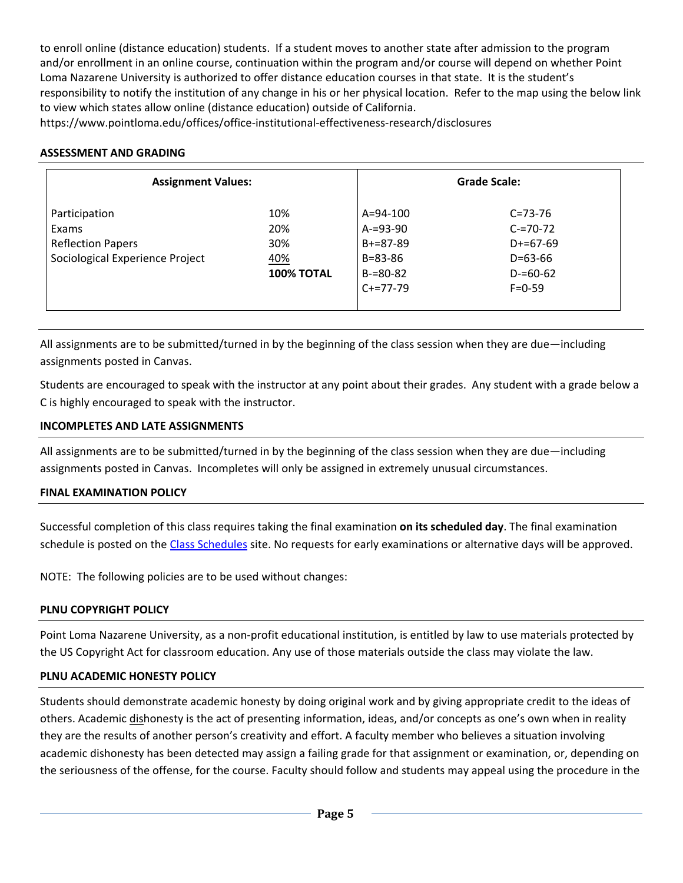to enroll online (distance education) students. If a student moves to another state after admission to the program and/or enrollment in an online course, continuation within the program and/or course will depend on whether Point Loma Nazarene University is authorized to offer distance education courses in that state. It is the student's responsibility to notify the institution of any change in his or her physical location. Refer to the map using the below link to view which states allow online (distance education) outside of California.
https://www.pointloma.edu/offices/office-institutional-effectiveness-research/disclosures

## ASSESSMENT AND GRADING

| Assignment Values: | | Grade Scale: | |
|---|---|---|---|
| Participation | 10% | A=94-100 | C=73-76 |
| Exams | 20% | A-=93-90 | C-=70-72 |
| Reflection Papers | 30% | B+=87-89 | D+=67-69 |
| Sociological Experience Project | 40% | B=83-86 | D=63-66 |
| | **100% TOTAL** | B-=80-82 | D-=60-62 |
| | | C+=77-79 | F=0-59 |

All assignments are to be submitted/turned in by the beginning of the class session when they are due—including assignments posted in Canvas.

Students are encouraged to speak with the instructor at any point about their grades. Any student with a grade below a C is highly encouraged to speak with the instructor.

## INCOMPLETES AND LATE ASSIGNMENTS

All assignments are to be submitted/turned in by the beginning of the class session when they are due—including assignments posted in Canvas. Incompletes will only be assigned in extremely unusual circumstances.

## FINAL EXAMINATION POLICY

Successful completion of this class requires taking the final examination **on its scheduled day**. The final examination schedule is posted on the Class Schedules site. No requests for early examinations or alternative days will be approved.

NOTE: The following policies are to be used without changes:

## PLNU COPYRIGHT POLICY

Point Loma Nazarene University, as a non-profit educational institution, is entitled by law to use materials protected by the US Copyright Act for classroom education. Any use of those materials outside the class may violate the law.

## PLNU ACADEMIC HONESTY POLICY

Students should demonstrate academic honesty by doing original work and by giving appropriate credit to the ideas of others. Academic dishonesty is the act of presenting information, ideas, and/or concepts as one's own when in reality they are the results of another person's creativity and effort. A faculty member who believes a situation involving academic dishonesty has been detected may assign a failing grade for that assignment or examination, or, depending on the seriousness of the offense, for the course. Faculty should follow and students may appeal using the procedure in the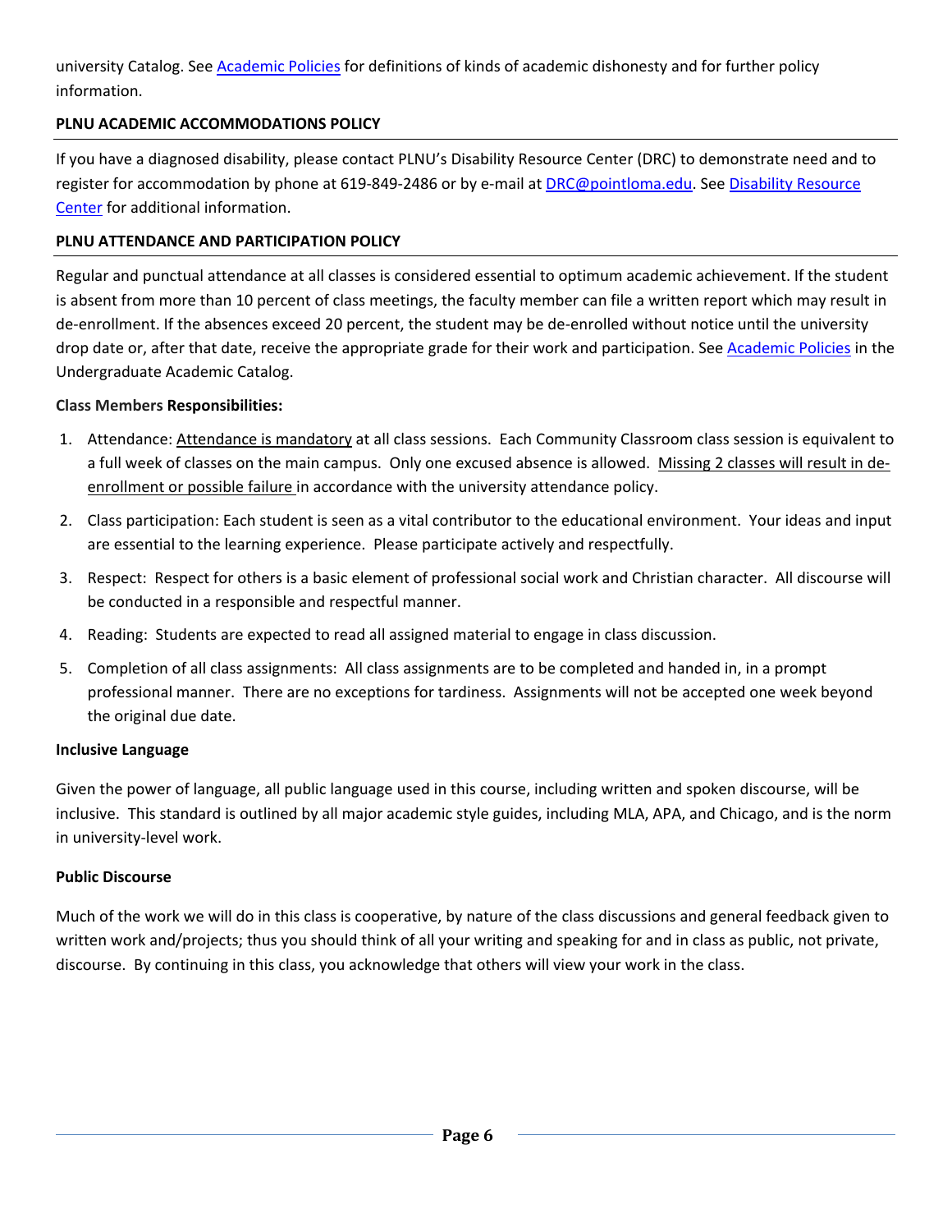university Catalog. See Academic Policies for definitions of kinds of academic dishonesty and for further policy information.

**PLNU ACADEMIC ACCOMMODATIONS POLICY**

If you have a diagnosed disability, please contact PLNU's Disability Resource Center (DRC) to demonstrate need and to register for accommodation by phone at 619-849-2486 or by e-mail at DRC@pointloma.edu. See Disability Resource Center for additional information.

**PLNU ATTENDANCE AND PARTICIPATION POLICY**

Regular and punctual attendance at all classes is considered essential to optimum academic achievement. If the student is absent from more than 10 percent of class meetings, the faculty member can file a written report which may result in de-enrollment. If the absences exceed 20 percent, the student may be de-enrolled without notice until the university drop date or, after that date, receive the appropriate grade for their work and participation. See Academic Policies in the Undergraduate Academic Catalog.

**Class Members Responsibilities:**

1. Attendance: Attendance is mandatory at all class sessions. Each Community Classroom class session is equivalent to a full week of classes on the main campus. Only one excused absence is allowed. Missing 2 classes will result in de-enrollment or possible failure in accordance with the university attendance policy.
2. Class participation: Each student is seen as a vital contributor to the educational environment. Your ideas and input are essential to the learning experience. Please participate actively and respectfully.
3. Respect: Respect for others is a basic element of professional social work and Christian character. All discourse will be conducted in a responsible and respectful manner.
4. Reading: Students are expected to read all assigned material to engage in class discussion.
5. Completion of all class assignments: All class assignments are to be completed and handed in, in a prompt professional manner. There are no exceptions for tardiness. Assignments will not be accepted one week beyond the original due date.

**Inclusive Language**

Given the power of language, all public language used in this course, including written and spoken discourse, will be inclusive. This standard is outlined by all major academic style guides, including MLA, APA, and Chicago, and is the norm in university-level work.

**Public Discourse**

Much of the work we will do in this class is cooperative, by nature of the class discussions and general feedback given to written work and/projects; thus you should think of all your writing and speaking for and in class as public, not private, discourse. By continuing in this class, you acknowledge that others will view your work in the class.